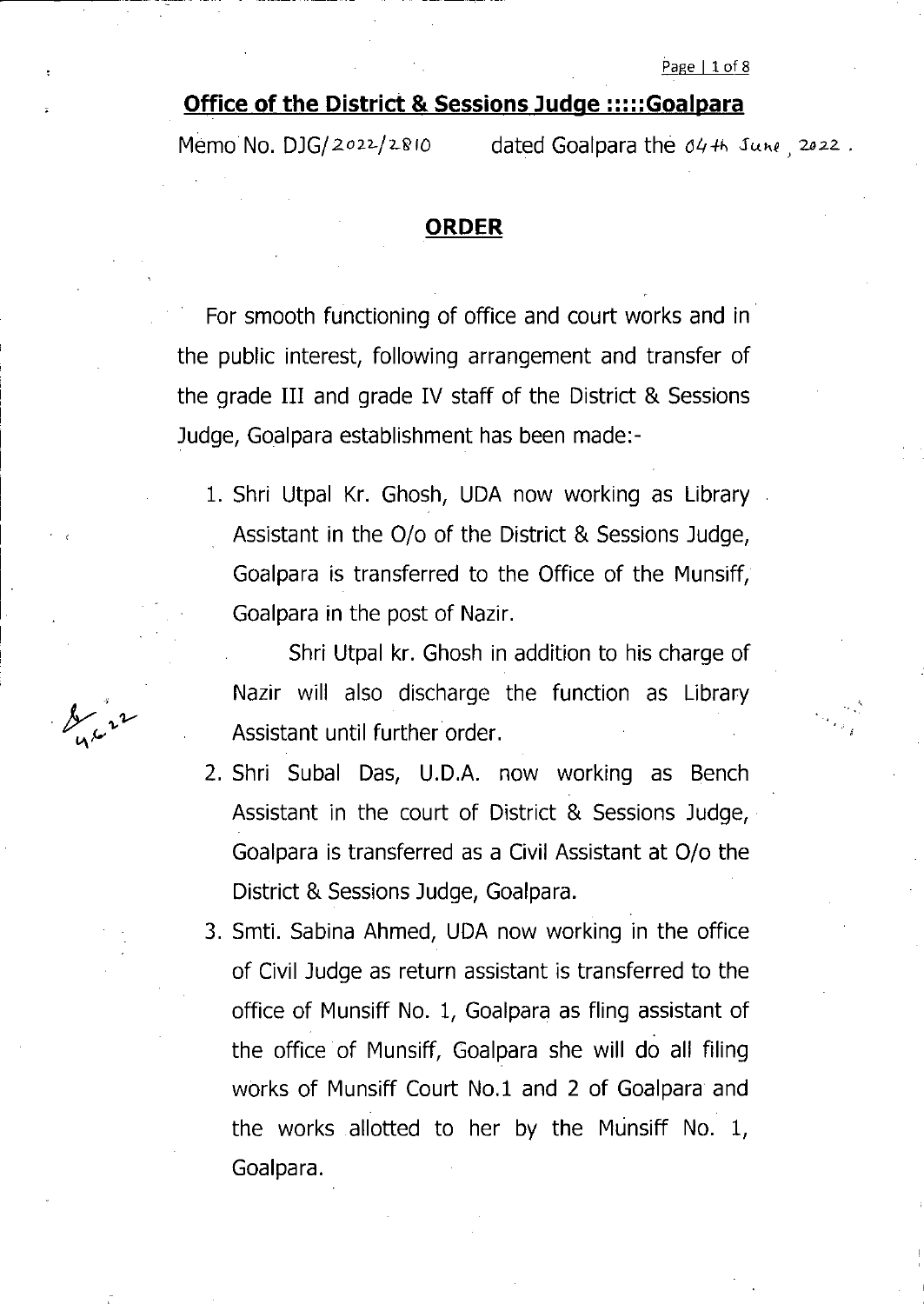## Office of the District & Sessions Judge :::::Goalpara

Memo No. DJG/2022/2810 dated Goalpara the 04th June, 2022.

## ORDER

For smooth functioning of office and court works and in the public interest, following arrangement and transfer of the grade III and grade IV staff of the District & Sessions Judge, Goalpara establishment has been made:-

1. Shri Utpal Kr. Ghosh, UDA now working as Library Assistant in the O/o of the District & Sessions Judge, Goalpara is transferred to the Office of the Munsiff, Goalpara in the post of Nazir.

   Shri Utpal kr. Ghosh in addition to his charge of Nazir will also discharge the function as Library Assistant until further order.

2. Shri Subal Das, U.D.A. now working as Bench Assistant in the court of District & Sessions Judge, Goalpara is transferred as a Civil Assistant at O/o the District & Sessions Judge, Goalpara.

3. Smti. Sabina Ahmed, UDA now working in the office of Civil Judge as return assistant is transferred to the office of Munsiff No. 1, Goalpara as fling assistant of the office of Munsiff, Goalpara she will do all filing works of Munsiff Court No.1 and 2 of Goalpara and the works allotted to her by the Munsiff No. 1, Goalpara.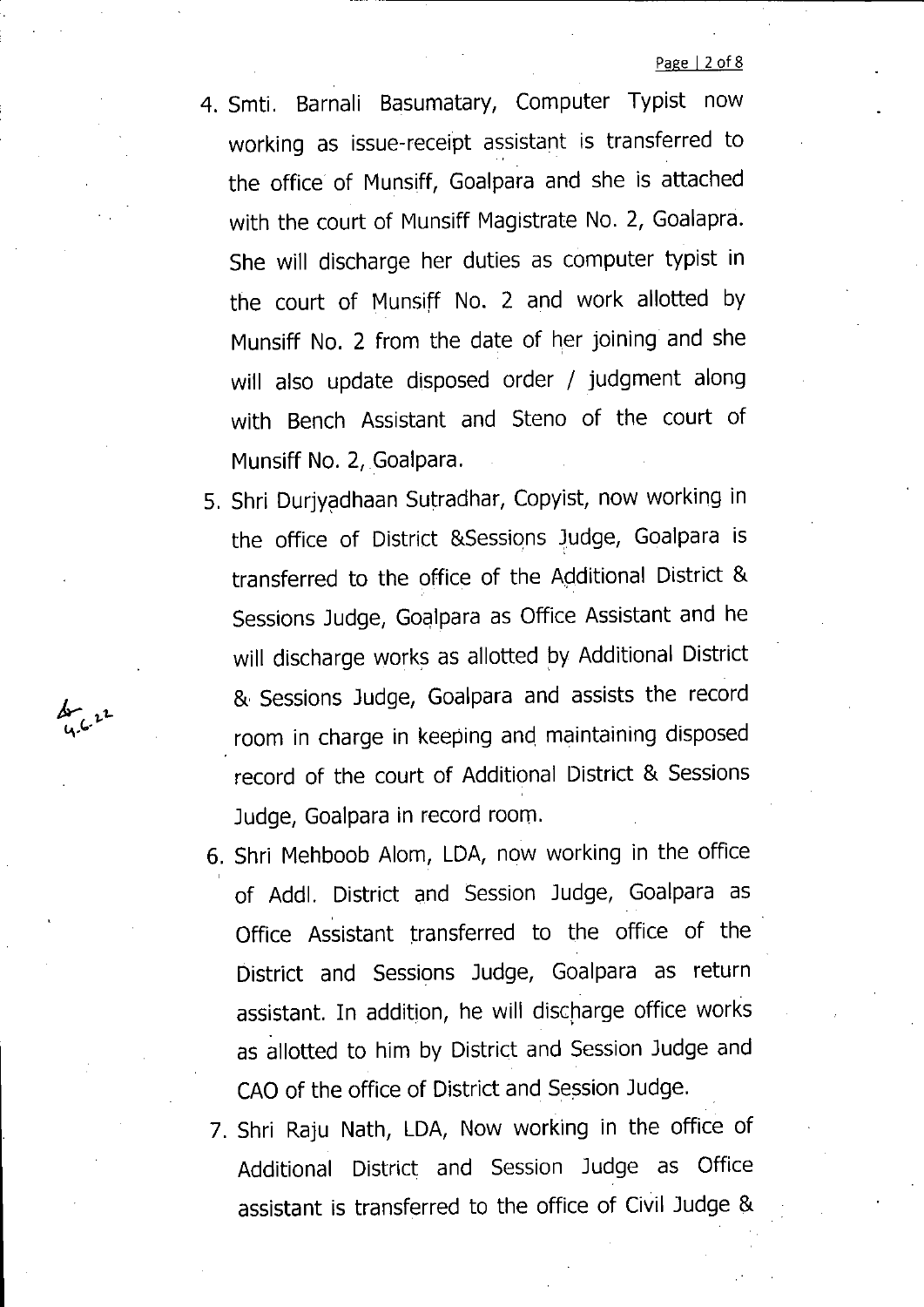4. Smti. Barnali Basumatary, Computer Typist now working as issue-receipt assistant is transferred to the office of Munsiff, Goalpara and she is attached with the court of Munsiff Magistrate No. 2, Goalapra. She will discharge her duties as computer typist in the court of Munsiff No. 2 and work allotted by Munsiff No. 2 from the date of her joining and she will also update disposed order / judgment along with Bench Assistant and Steno of the court of Munsiff No. 2, Goalpara.
5. Shri Durjyadhaan Sutradhar, Copyist, now working in the office of District &Sessions Judge, Goalpara is transferred to the office of the Additional District & Sessions Judge, Goalpara as Office Assistant and he will discharge works as allotted by Additional District & Sessions Judge, Goalpara and assists the record room in charge in keeping and maintaining disposed record of the court of Additional District & Sessions Judge, Goalpara in record room.
6. Shri Mehboob Alom, LDA, now working in the office of Addl. District and Session Judge, Goalpara as Office Assistant transferred to the office of the District and Sessions Judge, Goalpara as return assistant. In addition, he will discharge office works as allotted to him by District and Session Judge and CAO of the office of District and Session Judge.
7. Shri Raju Nath, LDA, Now working in the office of Additional District and Session Judge as Office assistant is transferred to the office of Civil Judge &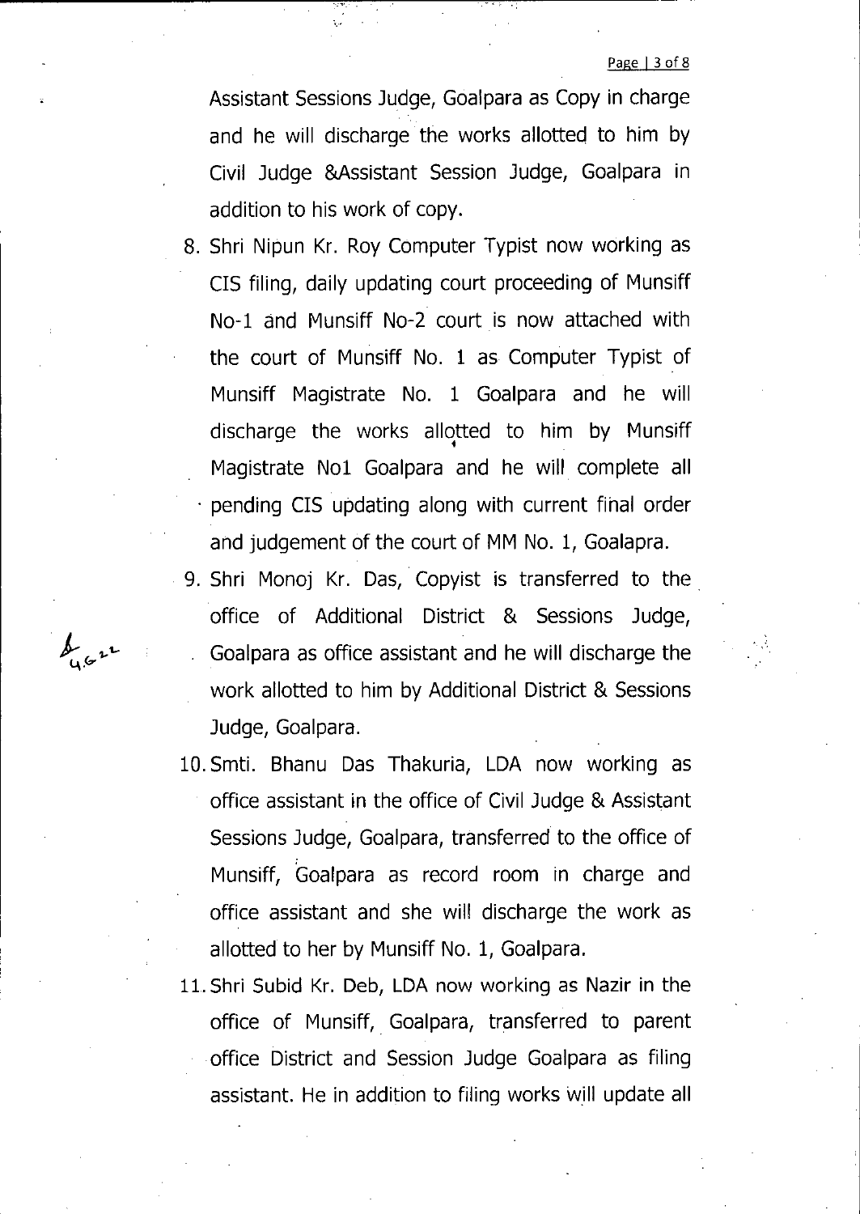Assistant Sessions Judge, Goalpara as Copy in charge and he will discharge the works allotted to him by Civil Judge &Assistant Session Judge, Goalpara in addition to his work of copy.

8. Shri Nipun Kr. Roy Computer Typist now working as CIS filing, daily updating court proceeding of Munsiff No-1 and Munsiff No-2 court is now attached with the court of Munsiff No. 1 as Computer Typist of Munsiff Magistrate No. 1 Goalpara and he will discharge the works allotted to him by Munsiff Magistrate No1 Goalpara and he will complete all pending CIS updating along with current final order and judgement of the court of MM No. 1, Goalapra.
9. Shri Monoj Kr. Das, Copyist is transferred to the office of Additional District & Sessions Judge, Goalpara as office assistant and he will discharge the work allotted to him by Additional District & Sessions Judge, Goalpara.
10. Smti. Bhanu Das Thakuria, LDA now working as office assistant in the office of Civil Judge & Assistant Sessions Judge, Goalpara, transferred to the office of Munsiff, Goalpara as record room in charge and office assistant and she will discharge the work as allotted to her by Munsiff No. 1, Goalpara.
11. Shri Subid Kr. Deb, LDA now working as Nazir in the office of Munsiff, Goalpara, transferred to parent office District and Session Judge Goalpara as filing assistant. He in addition to filing works will update all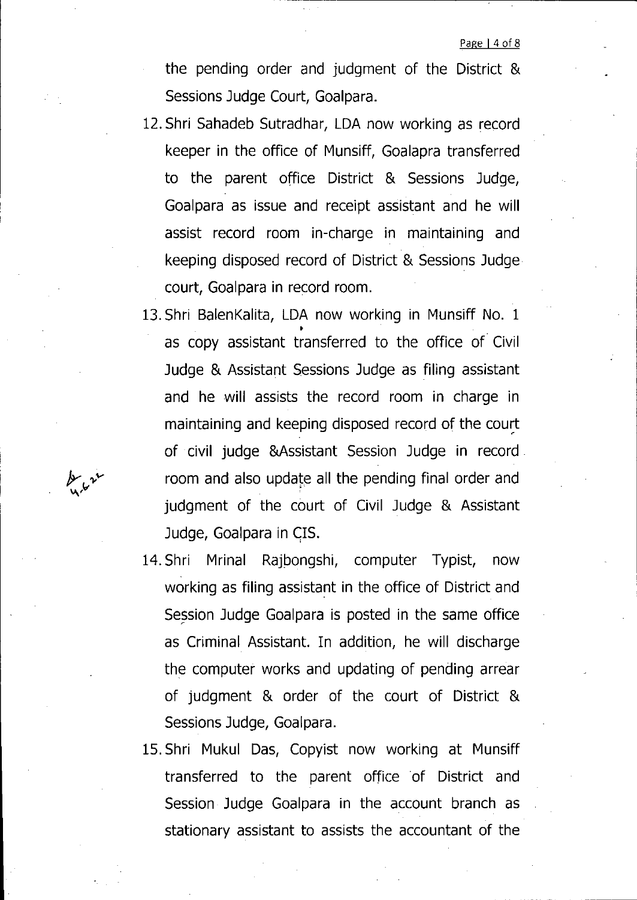the pending order and judgment of the District & Sessions Judge Court, Goalpara.

12. Shri Sahadeb Sutradhar, LDA now working as record keeper in the office of Munsiff, Goalapra transferred to the parent office District & Sessions Judge, Goalpara as issue and receipt assistant and he will assist record room in-charge in maintaining and keeping disposed record of District & Sessions Judge court, Goalpara in record room.

13. Shri BalenKalita, LDA now working in Munsiff No. 1 as copy assistant transferred to the office of Civil Judge & Assistant Sessions Judge as filing assistant and he will assists the record room in charge in maintaining and keeping disposed record of the court of civil judge &Assistant Session Judge in record room and also update all the pending final order and judgment of the court of Civil Judge & Assistant Judge, Goalpara in CIS.

14. Shri Mrinal Rajbongshi, computer Typist, now working as filing assistant in the office of District and Session Judge Goalpara is posted in the same office as Criminal Assistant. In addition, he will discharge the computer works and updating of pending arrear of judgment & order of the court of District & Sessions Judge, Goalpara.

15. Shri Mukul Das, Copyist now working at Munsiff transferred to the parent office of District and Session Judge Goalpara in the account branch as stationary assistant to assists the accountant of the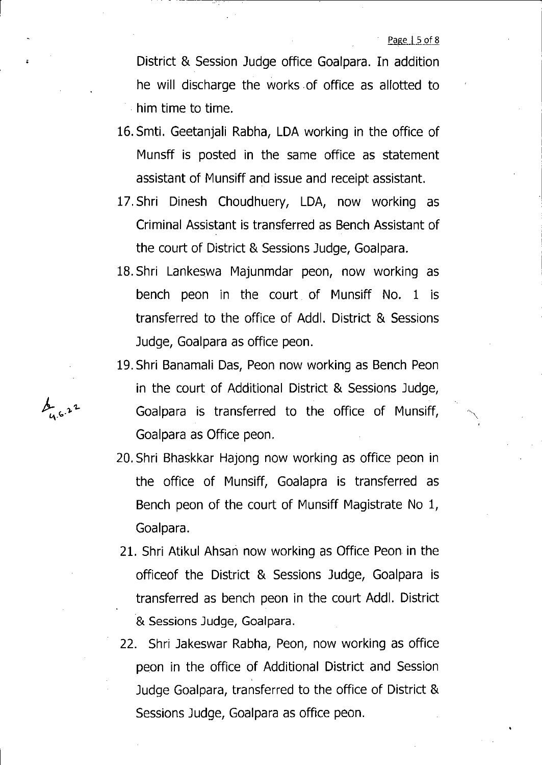District & Session Judge office Goalpara. In addition he will discharge the works of office as allotted to him time to time.

16. Smti. Geetanjali Rabha, LDA working in the office of Munsff is posted in the same office as statement assistant of Munsiff and issue and receipt assistant.

17. Shri Dinesh Choudhuery, LDA, now working as Criminal Assistant is transferred as Bench Assistant of the court of District & Sessions Judge, Goalpara.

18. Shri Lankeswa Majunmdar peon, now working as bench peon in the court of Munsiff No. 1 is transferred to the office of Addl. District & Sessions Judge, Goalpara as office peon.

19. Shri Banamali Das, Peon now working as Bench Peon in the court of Additional District & Sessions Judge, Goalpara is transferred to the office of Munsiff, Goalpara as Office peon.

20. Shri Bhaskkar Hajong now working as office peon in the office of Munsiff, Goalapra is transferred as Bench peon of the court of Munsiff Magistrate No 1, Goalpara.

21. Shri Atikul Ahsan now working as Office Peon in the officeof the District & Sessions Judge, Goalpara is transferred as bench peon in the court Addl. District & Sessions Judge, Goalpara.

22. Shri Jakeswar Rabha, Peon, now working as office peon in the office of Additional District and Session Judge Goalpara, transferred to the office of District & Sessions Judge, Goalpara as office peon.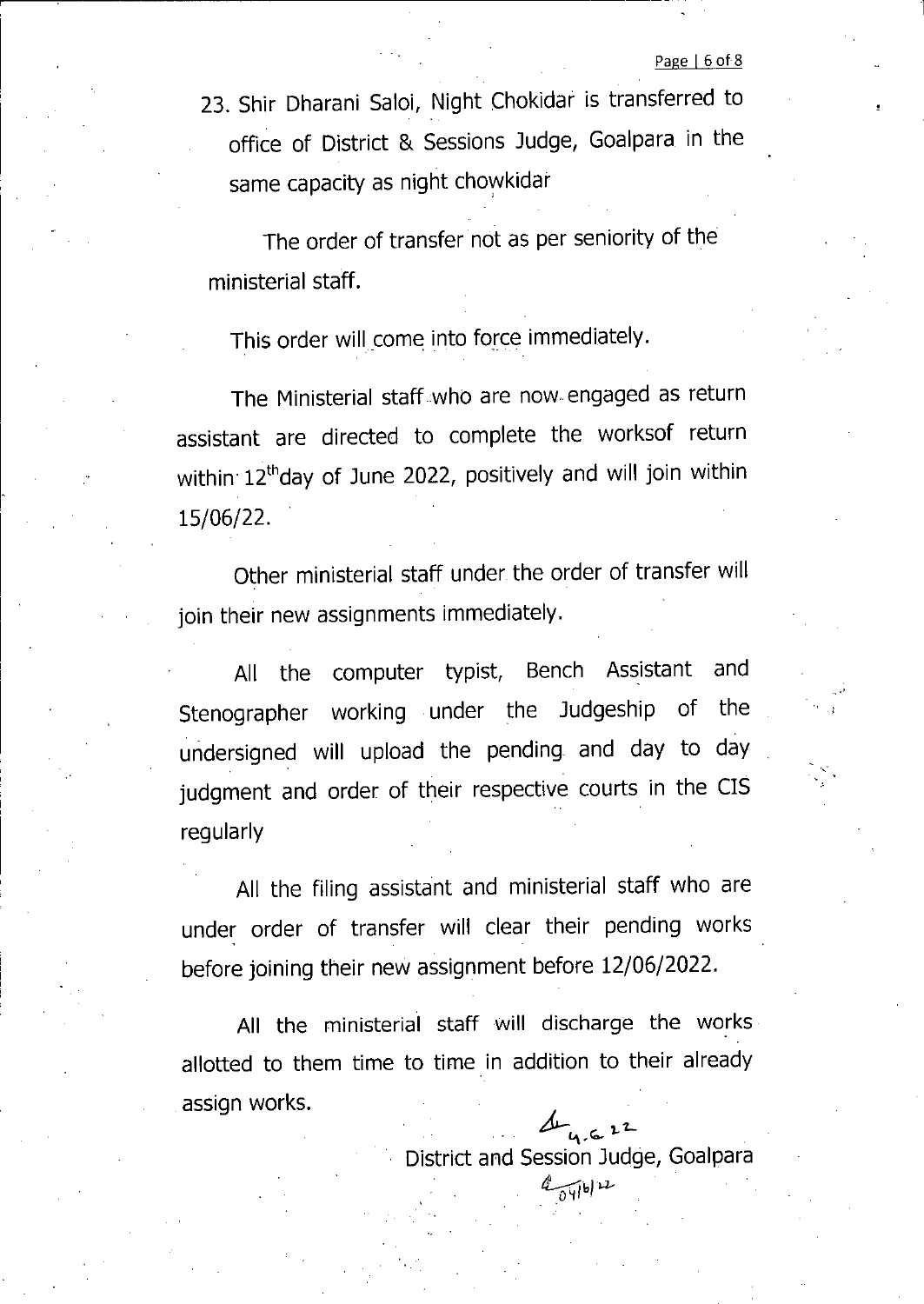23. Shir Dharani Saloi, Night Chokidar is transferred to office of District & Sessions Judge, Goalpara in the same capacity as night chowkidar

The order of transfer not as per seniority of the ministerial staff.

This order will come into force immediately.

The Ministerial staff who are now engaged as return assistant are directed to complete the worksof return within 12th day of June 2022, positively and will join within 15/06/22.

Other ministerial staff under the order of transfer will join their new assignments immediately.

All the computer typist, Bench Assistant and Stenographer working under the Judgeship of the undersigned will upload the pending and day to day judgment and order of their respective courts in the CIS regularly

All the filing assistant and ministerial staff who are under order of transfer will clear their pending works before joining their new assignment before 12/06/2022.

All the ministerial staff will discharge the works allotted to them time to time in addition to their already assign works.

4.6.22

District and Session Judge, Goalpara

04/6/22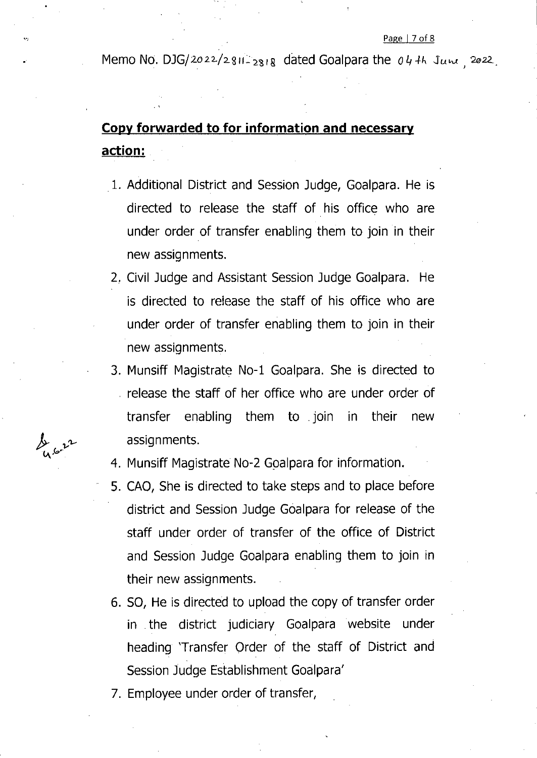Memo No. DJG/2022/2811-2818 dated Goalpara the 04th June, 2022.

**Copy forwarded to for information and necessary action:**

1. Additional District and Session Judge, Goalpara. He is directed to release the staff of his office who are under order of transfer enabling them to join in their new assignments.
2. Civil Judge and Assistant Session Judge Goalpara. He is directed to release the staff of his office who are under order of transfer enabling them to join in their new assignments.
3. Munsiff Magistrate No-1 Goalpara. She is directed to release the staff of her office who are under order of transfer enabling them to join in their new assignments.
4. Munsiff Magistrate No-2 Goalpara for information.
5. CAO, She is directed to take steps and to place before district and Session Judge Goalpara for release of the staff under order of transfer of the office of District and Session Judge Goalpara enabling them to join in their new assignments.
6. SO, He is directed to upload the copy of transfer order in the district judiciary Goalpara website under heading 'Transfer Order of the staff of District and Session Judge Establishment Goalpara'
7. Employee under order of transfer,

4.6.22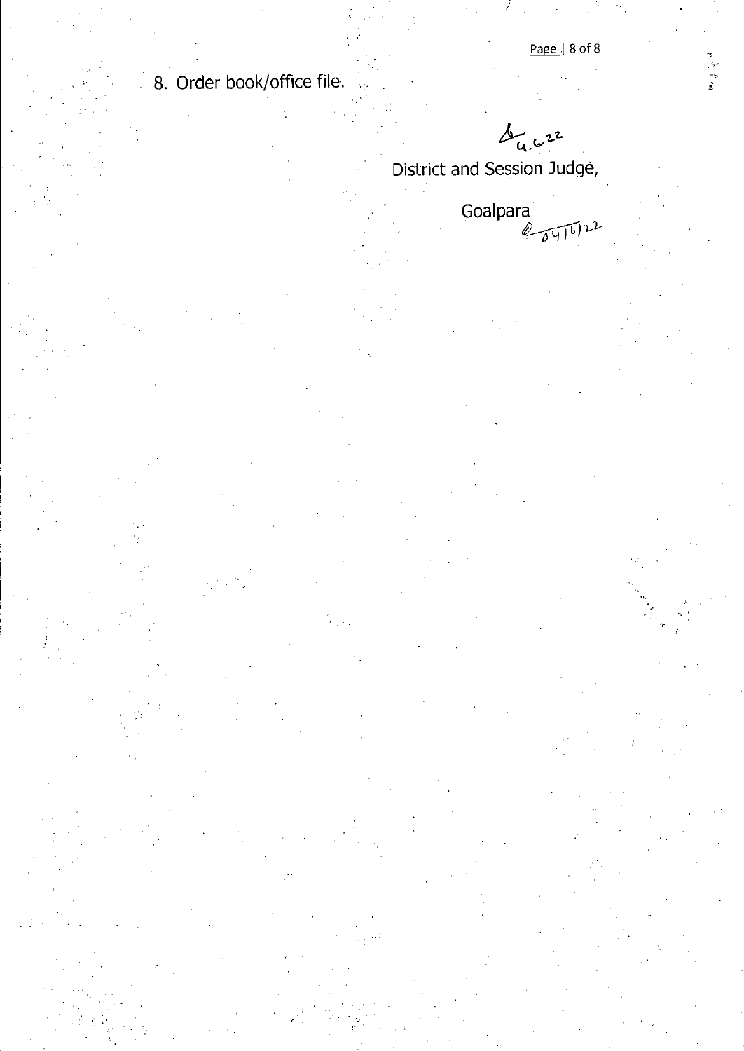8. Order book/office file.

Sd/- 4.6.22

District and Session Judge,

Goalpara

04/6/22